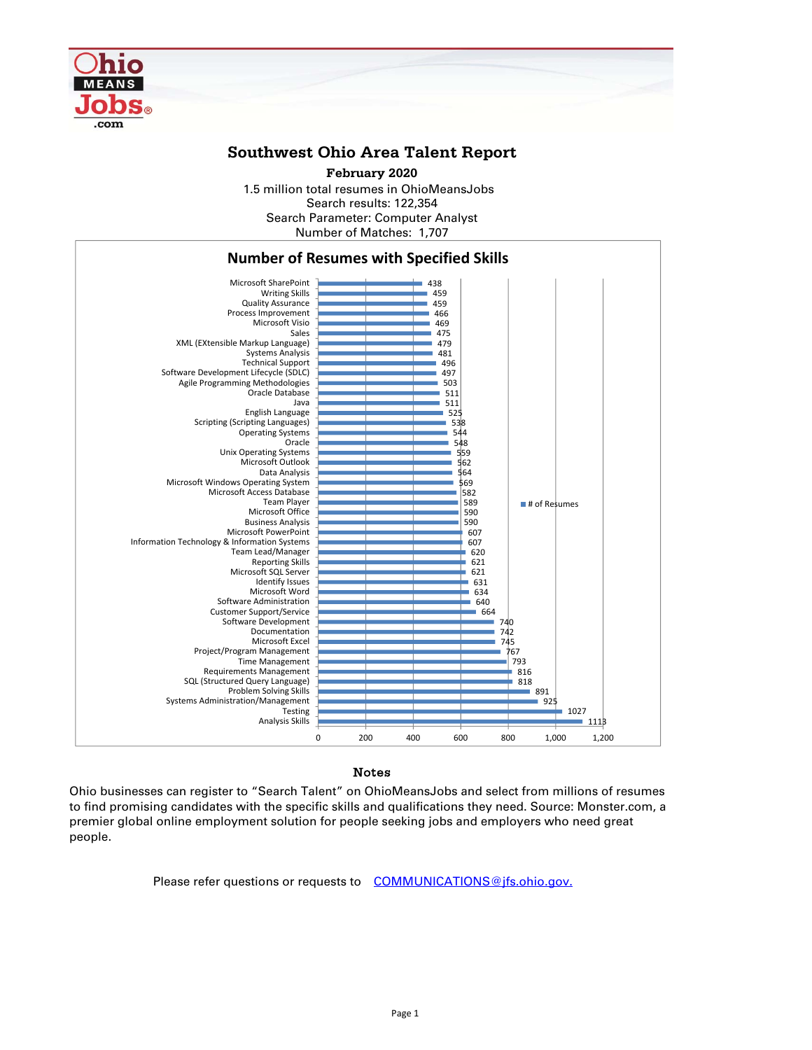# Southwest Ohio Area Talent Report

**February 2020**

1.5 million total resumes in OhioMeansJobs
Search results: 122,354
Search Parameter: Computer Analyst
Number of Matches: 1,707

## Number of Resumes with Specified Skills

| Skill | # of Resumes |
|---|---|
| Microsoft SharePoint | 438 |
| Writing Skills | 459 |
| Quality Assurance | 459 |
| Process Improvement | 466 |
| Microsoft Visio | 469 |
| Sales | 475 |
| XML (EXtensible Markup Language) | 479 |
| Systems Analysis | 481 |
| Technical Support | 496 |
| Software Development Lifecycle (SDLC) | 497 |
| Agile Programming Methodologies | 503 |
| Oracle Database | 511 |
| Java | 511 |
| English Language | 525 |
| Scripting (Scripting Languages) | 538 |
| Operating Systems | 544 |
| Oracle | 548 |
| Unix Operating Systems | 559 |
| Microsoft Outlook | 562 |
| Data Analysis | 564 |
| Microsoft Windows Operating System | 569 |
| Microsoft Access Database | 582 |
| Team Player | 589 |
| Microsoft Office | 590 |
| Business Analysis | 590 |
| Microsoft PowerPoint | 607 |
| Information Technology & Information Systems | 607 |
| Team Lead/Manager | 620 |
| Reporting Skills | 621 |
| Microsoft SQL Server | 621 |
| Identify Issues | 631 |
| Microsoft Word | 634 |
| Software Administration | 640 |
| Customer Support/Service | 664 |
| Software Development | 740 |
| Documentation | 742 |
| Microsoft Excel | 745 |
| Project/Program Management | 767 |
| Time Management | 793 |
| Requirements Management | 816 |
| SQL (Structured Query Language) | 818 |
| Problem Solving Skills | 891 |
| Systems Administration/Management | 925 |
| Testing | 1027 |
| Analysis Skills | 1113 |

### Notes

Ohio businesses can register to "Search Talent" on OhioMeansJobs and select from millions of resumes to find promising candidates with the specific skills and qualifications they need. Source: Monster.com, a premier global online employment solution for people seeking jobs and employers who need great people.

Please refer questions or requests to COMMUNICATIONS@jfs.ohio.gov.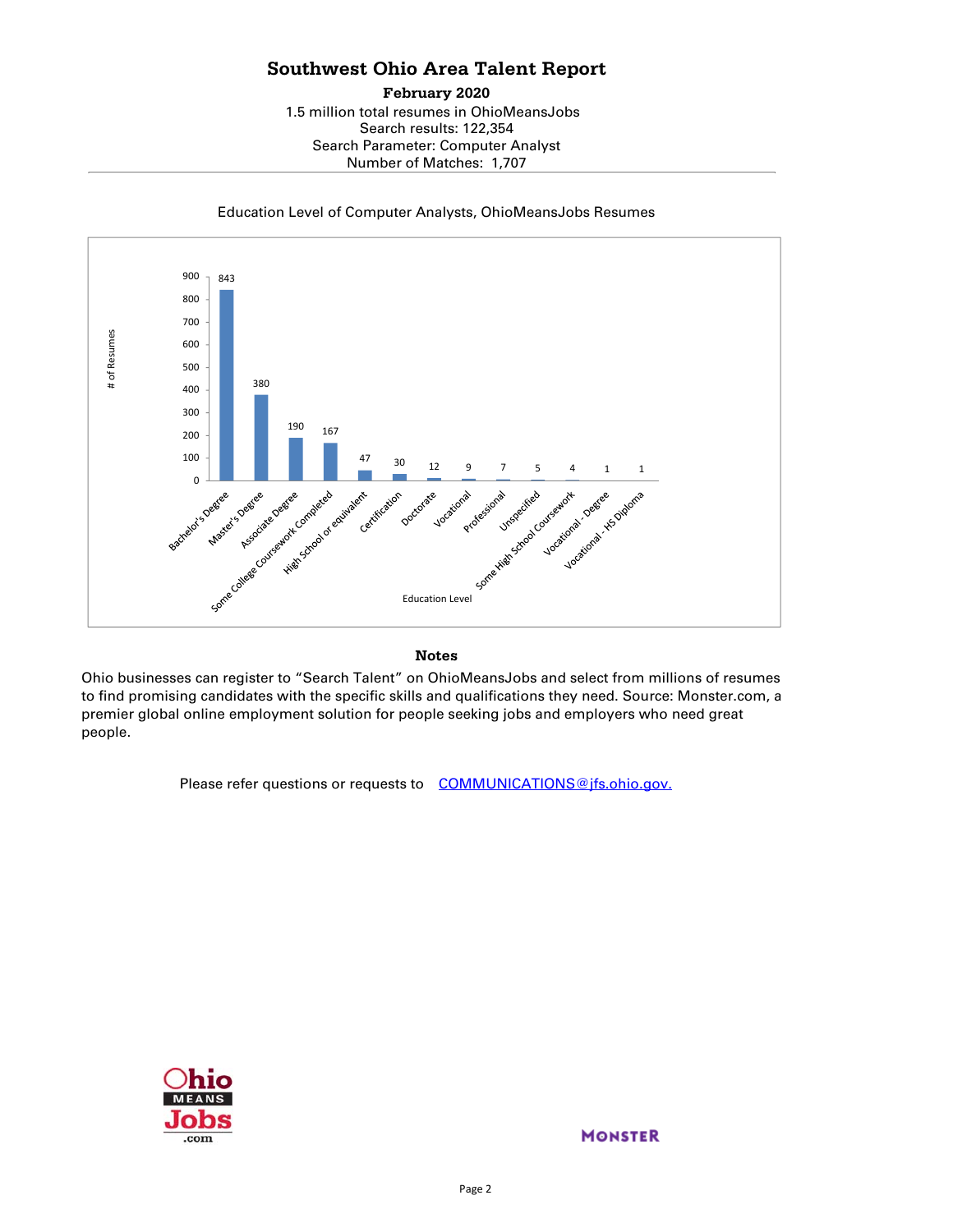# Southwest Ohio Area Talent Report

**February 2020**

1.5 million total resumes in OhioMeansJobs
Search results: 122,354
Search Parameter: Computer Analyst
Number of Matches: 1,707

Education Level of Computer Analysts, OhioMeansJobs Resumes

# of Resumes

900
800
700
600
500
400
300
200
100
0

843
380
190
167
47
30
12
9
7
5
4
1
1

Bachelor's Degree
Master's Degree
Associate Degree
Some College Coursework Completed
High School or equivalent
Certification
Doctorate
Vocational
Professional
Unspecified
Some High School Coursework
Vocational - Degree
Vocational - HS Diploma

Education Level

## Notes

Ohio businesses can register to "Search Talent" on OhioMeansJobs and select from millions of resumes to find promising candidates with the specific skills and qualifications they need. Source: Monster.com, a premier global online employment solution for people seeking jobs and employers who need great people.

Please refer questions or requests to [COMMUNICATIONS@jfs.ohio.gov.](mailto:COMMUNICATIONS@jfs.ohio.gov)